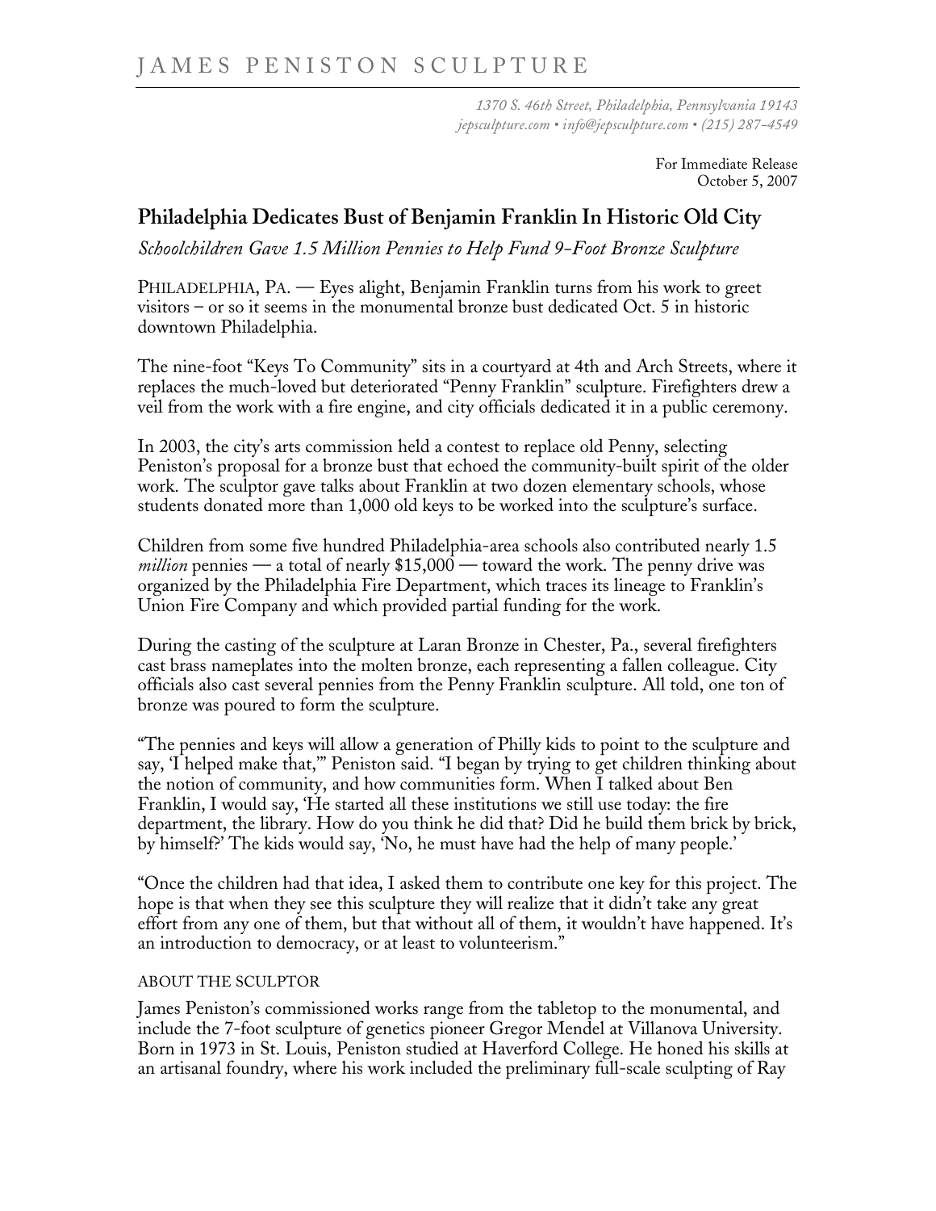# JAMES PENISTON SCULPTURE

*1370 S. 46th Street, Philadelphia, Pennsylvania 19143*
*jepsculpture.com • info@jepsculpture.com • (215) 287-4549*

For Immediate Release
October 5, 2007

## Philadelphia Dedicates Bust of Benjamin Franklin In Historic Old City

*Schoolchildren Gave 1.5 Million Pennies to Help Fund 9-Foot Bronze Sculpture*

PHILADELPHIA, PA. — Eyes alight, Benjamin Franklin turns from his work to greet visitors – or so it seems in the monumental bronze bust dedicated Oct. 5 in historic downtown Philadelphia.

The nine-foot "Keys To Community" sits in a courtyard at 4th and Arch Streets, where it replaces the much-loved but deteriorated "Penny Franklin" sculpture. Firefighters drew a veil from the work with a fire engine, and city officials dedicated it in a public ceremony.

In 2003, the city's arts commission held a contest to replace old Penny, selecting Peniston's proposal for a bronze bust that echoed the community-built spirit of the older work. The sculptor gave talks about Franklin at two dozen elementary schools, whose students donated more than 1,000 old keys to be worked into the sculpture's surface.

Children from some five hundred Philadelphia-area schools also contributed nearly 1.5 *million* pennies — a total of nearly $15,000 — toward the work. The penny drive was organized by the Philadelphia Fire Department, which traces its lineage to Franklin's Union Fire Company and which provided partial funding for the work.

During the casting of the sculpture at Laran Bronze in Chester, Pa., several firefighters cast brass nameplates into the molten bronze, each representing a fallen colleague. City officials also cast several pennies from the Penny Franklin sculpture. All told, one ton of bronze was poured to form the sculpture.

"The pennies and keys will allow a generation of Philly kids to point to the sculpture and say, 'I helped make that,'" Peniston said. "I began by trying to get children thinking about the notion of community, and how communities form. When I talked about Ben Franklin, I would say, 'He started all these institutions we still use today: the fire department, the library. How do you think he did that? Did he build them brick by brick, by himself?' The kids would say, 'No, he must have had the help of many people.'

"Once the children had that idea, I asked them to contribute one key for this project. The hope is that when they see this sculpture they will realize that it didn't take any great effort from any one of them, but that without all of them, it wouldn't have happened. It's an introduction to democracy, or at least to volunteerism."

### ABOUT THE SCULPTOR

James Peniston's commissioned works range from the tabletop to the monumental, and include the 7-foot sculpture of genetics pioneer Gregor Mendel at Villanova University. Born in 1973 in St. Louis, Peniston studied at Haverford College. He honed his skills at an artisanal foundry, where his work included the preliminary full-scale sculpting of Ray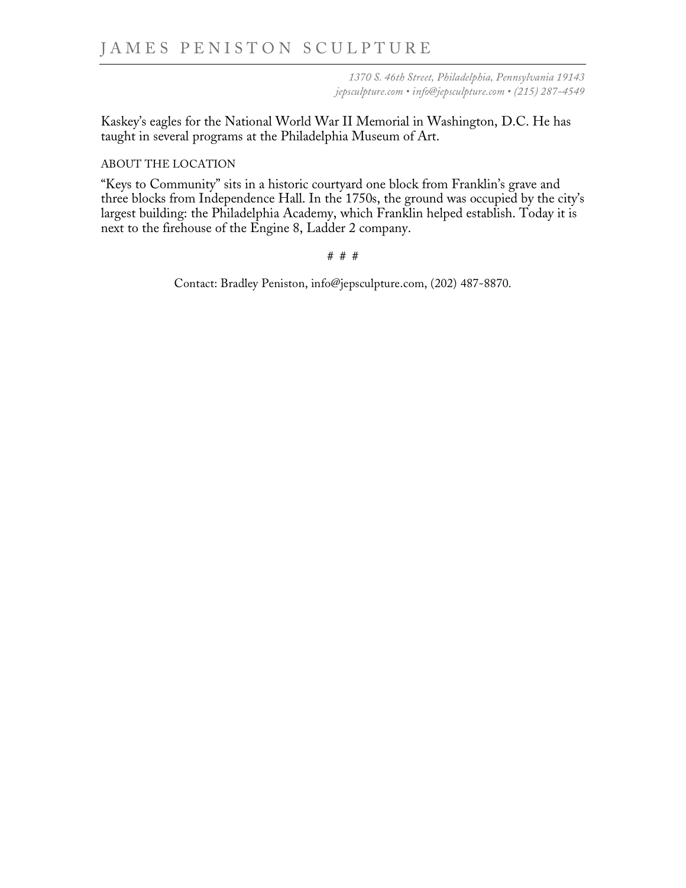Kaskey's eagles for the National World War II Memorial in Washington, D.C. He has taught in several programs at the Philadelphia Museum of Art.

ABOUT THE LOCATION

"Keys to Community" sits in a historic courtyard one block from Franklin's grave and three blocks from Independence Hall. In the 1750s, the ground was occupied by the city's largest building: the Philadelphia Academy, which Franklin helped establish. Today it is next to the firehouse of the Engine 8, Ladder 2 company.

# # #

Contact: Bradley Peniston, info@jepsculpture.com, (202) 487-8870.